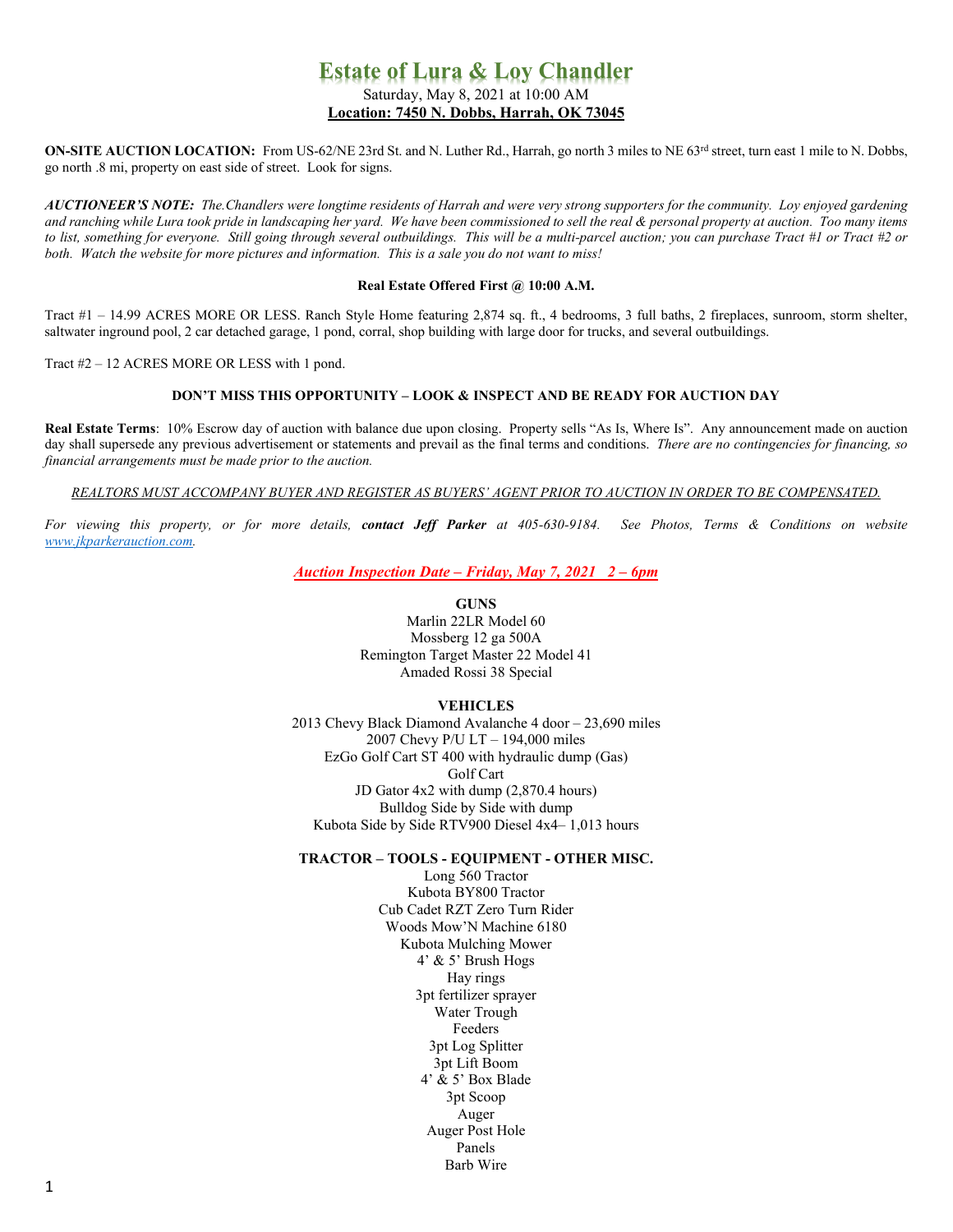# Estate of Lura & Loy Chandler

Saturday, May 8, 2021 at 10:00 AM

**Location: 7450 N. Dobbs, Harrah, OK 73045**

**ON-SITE AUCTION LOCATION:** From US-62/NE 23rd St. and N. Luther Rd., Harrah, go north 3 miles to NE 63rd street, turn east 1 mile to N. Dobbs, go north .8 mi, property on east side of street. Look for signs.

***AUCTIONEER'S NOTE:*** *The.Chandlers were longtime residents of Harrah and were very strong supporters for the community. Loy enjoyed gardening and ranching while Lura took pride in landscaping her yard. We have been commissioned to sell the real & personal property at auction. Too many items to list, something for everyone. Still going through several outbuildings. This will be a multi-parcel auction; you can purchase Tract #1 or Tract #2 or both. Watch the website for more pictures and information. This is a sale you do not want to miss!*

**Real Estate Offered First @ 10:00 A.M.**

Tract #1 – 14.99 ACRES MORE OR LESS. Ranch Style Home featuring 2,874 sq. ft., 4 bedrooms, 3 full baths, 2 fireplaces, sunroom, storm shelter, saltwater inground pool, 2 car detached garage, 1 pond, corral, shop building with large door for trucks, and several outbuildings.

Tract #2 – 12 ACRES MORE OR LESS with 1 pond.

**DON'T MISS THIS OPPORTUNITY – LOOK & INSPECT AND BE READY FOR AUCTION DAY**

**Real Estate Terms**: 10% Escrow day of auction with balance due upon closing. Property sells "As Is, Where Is". Any announcement made on auction day shall supersede any previous advertisement or statements and prevail as the final terms and conditions. *There are no contingencies for financing, so financial arrangements must be made prior to the auction.*

*REALTORS MUST ACCOMPANY BUYER AND REGISTER AS BUYERS' AGENT PRIOR TO AUCTION IN ORDER TO BE COMPENSATED.*

*For viewing this property, or for more details, **contact Jeff Parker** at 405-630-9184. See Photos, Terms & Conditions on website www.jkparkerauction.com.*

***Auction Inspection Date – Friday, May 7, 2021 2 – 6pm***

**GUNS**

Marlin 22LR Model 60
Mossberg 12 ga 500A
Remington Target Master 22 Model 41
Amaded Rossi 38 Special

**VEHICLES**

2013 Chevy Black Diamond Avalanche 4 door – 23,690 miles
2007 Chevy P/U LT – 194,000 miles
EzGo Golf Cart ST 400 with hydraulic dump (Gas)
Golf Cart
JD Gator 4x2 with dump (2,870.4 hours)
Bulldog Side by Side with dump
Kubota Side by Side RTV900 Diesel 4x4– 1,013 hours

**TRACTOR – TOOLS - EQUIPMENT - OTHER MISC.**

Long 560 Tractor
Kubota BY800 Tractor
Cub Cadet RZT Zero Turn Rider
Woods Mow'N Machine 6180
Kubota Mulching Mower
4' & 5' Brush Hogs
Hay rings
3pt fertilizer sprayer
Water Trough
Feeders
3pt Log Splitter
3pt Lift Boom
4' & 5' Box Blade
3pt Scoop
Auger
Auger Post Hole
Panels
Barb Wire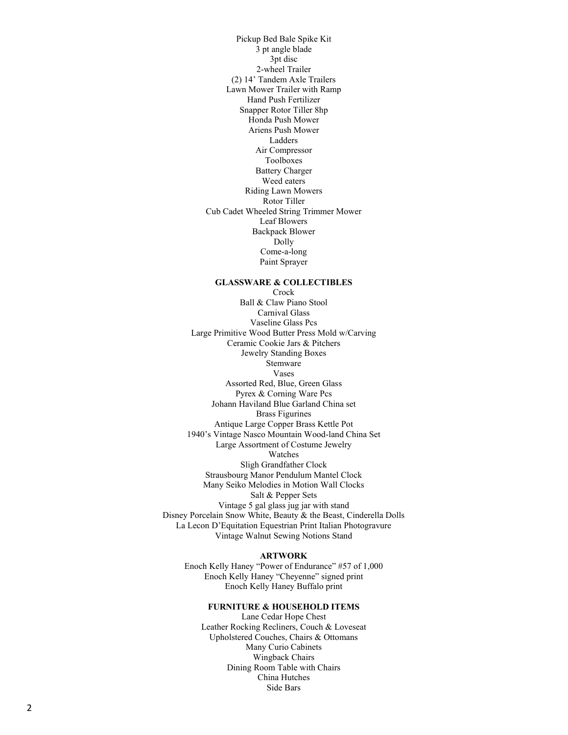Pickup Bed Bale Spike Kit
3 pt angle blade
3pt disc
2-wheel Trailer
(2) 14' Tandem Axle Trailers
Lawn Mower Trailer with Ramp
Hand Push Fertilizer
Snapper Rotor Tiller 8hp
Honda Push Mower
Ariens Push Mower
Ladders
Air Compressor
Toolboxes
Battery Charger
Weed eaters
Riding Lawn Mowers
Rotor Tiller
Cub Cadet Wheeled String Trimmer Mower
Leaf Blowers
Backpack Blower
Dolly
Come-a-long
Paint Sprayer

**GLASSWARE & COLLECTIBLES**

Crock
Ball & Claw Piano Stool
Carnival Glass
Vaseline Glass Pcs
Large Primitive Wood Butter Press Mold w/Carving
Ceramic Cookie Jars & Pitchers
Jewelry Standing Boxes
Stemware
Vases
Assorted Red, Blue, Green Glass
Pyrex & Corning Ware Pcs
Johann Haviland Blue Garland China set
Brass Figurines
Antique Large Copper Brass Kettle Pot
1940's Vintage Nasco Mountain Wood-land China Set
Large Assortment of Costume Jewelry
Watches
Sligh Grandfather Clock
Strausbourg Manor Pendulum Mantel Clock
Many Seiko Melodies in Motion Wall Clocks
Salt & Pepper Sets
Vintage 5 gal glass jug jar with stand
Disney Porcelain Snow White, Beauty & the Beast, Cinderella Dolls
La Lecon D'Equitation Equestrian Print Italian Photogravure
Vintage Walnut Sewing Notions Stand

**ARTWORK**

Enoch Kelly Haney "Power of Endurance" #57 of 1,000
Enoch Kelly Haney "Cheyenne" signed print
Enoch Kelly Haney Buffalo print

**FURNITURE & HOUSEHOLD ITEMS**

Lane Cedar Hope Chest
Leather Rocking Recliners, Couch & Loveseat
Upholstered Couches, Chairs & Ottomans
Many Curio Cabinets
Wingback Chairs
Dining Room Table with Chairs
China Hutches
Side Bars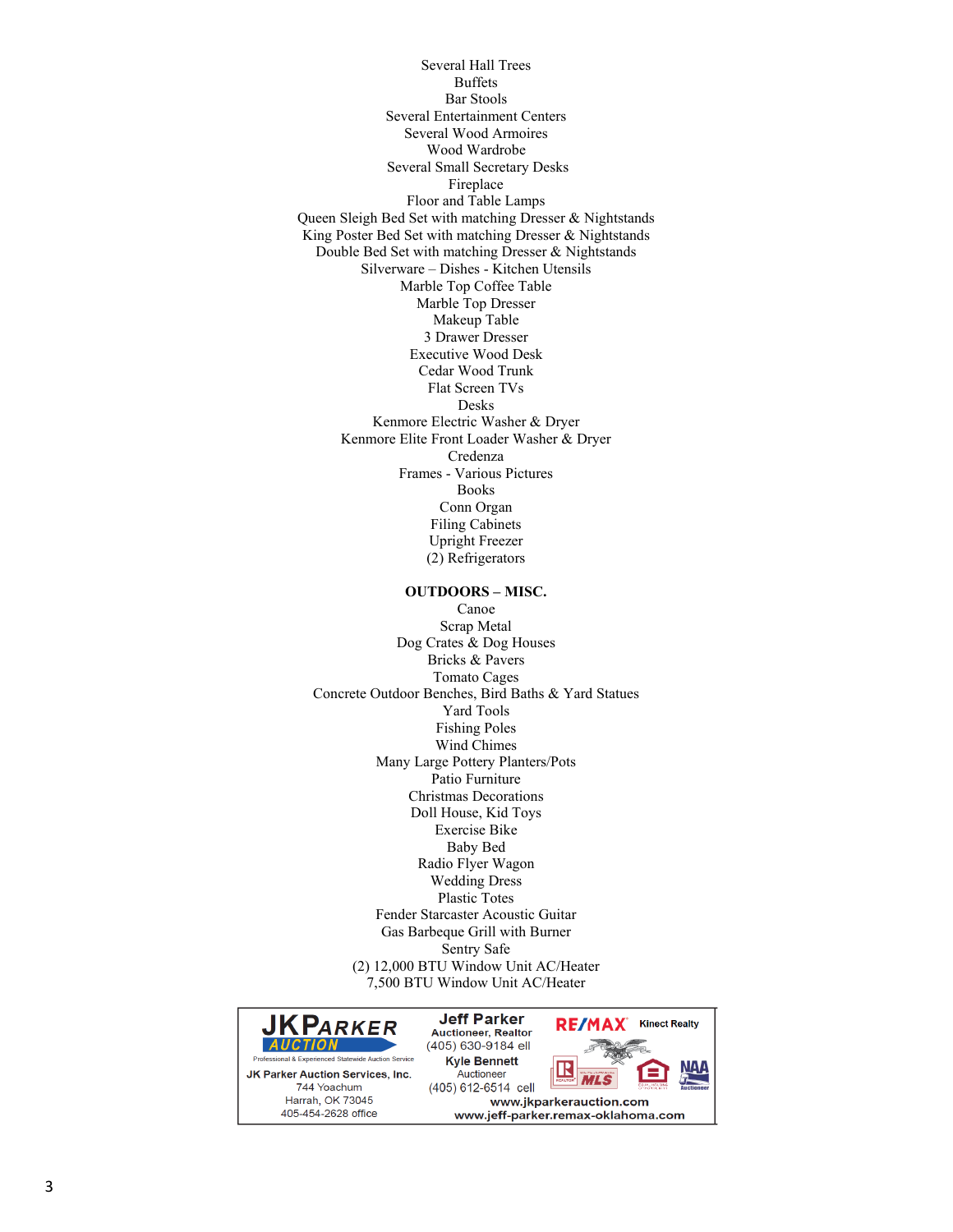Several Hall Trees
Buffets
Bar Stools
Several Entertainment Centers
Several Wood Armoires
Wood Wardrobe
Several Small Secretary Desks
Fireplace
Floor and Table Lamps
Queen Sleigh Bed Set with matching Dresser & Nightstands
King Poster Bed Set with matching Dresser & Nightstands
Double Bed Set with matching Dresser & Nightstands
Silverware – Dishes - Kitchen Utensils
Marble Top Coffee Table
Marble Top Dresser
Makeup Table
3 Drawer Dresser
Executive Wood Desk
Cedar Wood Trunk
Flat Screen TVs
Desks
Kenmore Electric Washer & Dryer
Kenmore Elite Front Loader Washer & Dryer
Credenza
Frames - Various Pictures
Books
Conn Organ
Filing Cabinets
Upright Freezer
(2) Refrigerators

**OUTDOORS – MISC.**

Canoe
Scrap Metal
Dog Crates & Dog Houses
Bricks & Pavers
Tomato Cages
Concrete Outdoor Benches, Bird Baths & Yard Statues
Yard Tools
Fishing Poles
Wind Chimes
Many Large Pottery Planters/Pots
Patio Furniture
Christmas Decorations
Doll House, Kid Toys
Exercise Bike
Baby Bed
Radio Flyer Wagon
Wedding Dress
Plastic Totes
Fender Starcaster Acoustic Guitar
Gas Barbeque Grill with Burner
Sentry Safe
(2) 12,000 BTU Window Unit AC/Heater
7,500 BTU Window Unit AC/Heater

**JK PARKER AUCTION**
Professional & Experienced Statewide Auction Service
JK Parker Auction Services, Inc.
744 Yoachum
Harrah, OK 73045
405-454-2628 office

**Jeff Parker**
Auctioneer, Realtor
(405) 630-9184 ell

**Kyle Bennett**
Auctioneer
(405) 612-6514 cell

RE/MAX Kinect Realty

www.jkparkerauction.com
www.jeff-parker.remax-oklahoma.com